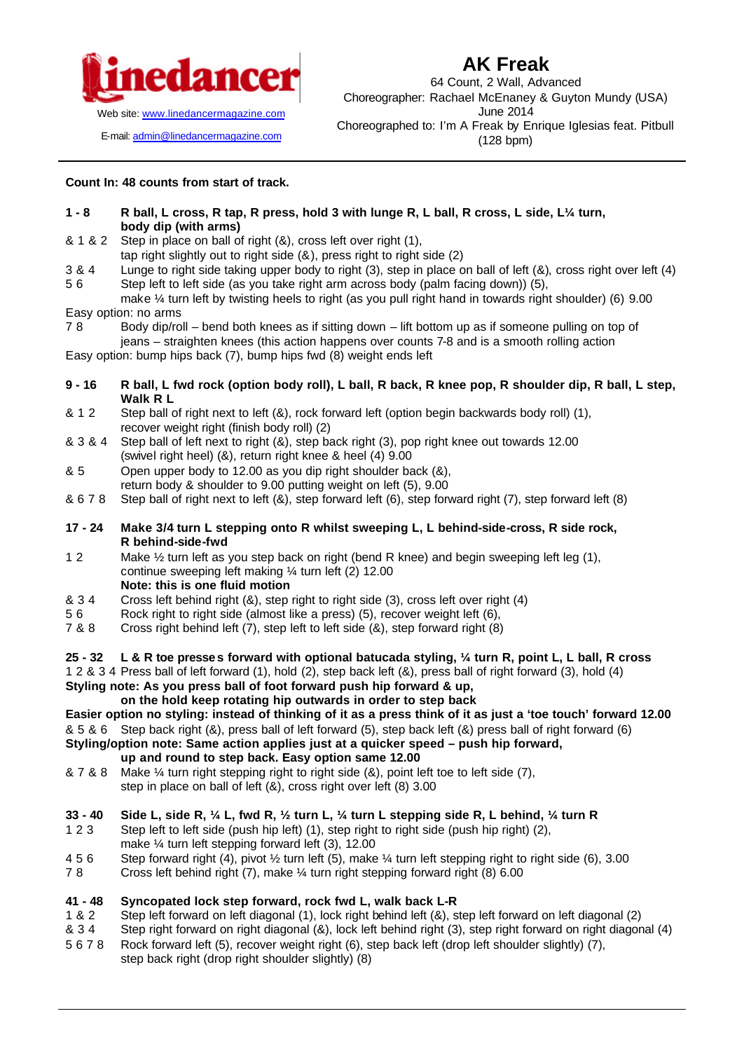**linedancer**

Web site: www.linedancermagazine.com

E-mail: admin@linedancermagazine.com

# AK Freak

64 Count, 2 Wall, Advanced
Choreographer: Rachael McEnaney & Guyton Mundy (USA)
June 2014
Choreographed to: I'm A Freak by Enrique Iglesias feat. Pitbull
(128 bpm)

---

**Count In: 48 counts from start of track.**

**1 - 8 R ball, L cross, R tap, R press, hold 3 with lunge R, L ball, R cross, L side, L¼ turn, body dip (with arms)**

& 1 & 2 Step in place on ball of right (&), cross left over right (1), tap right slightly out to right side (&), press right to right side (2)

3 & 4 Lunge to right side taking upper body to right (3), step in place on ball of left (&), cross right over left (4)

5 6 Step left to left side (as you take right arm across body (palm facing down)) (5), make ¼ turn left by twisting heels to right (as you pull right hand in towards right shoulder) (6) 9.00

Easy option: no arms

7 8 Body dip/roll – bend both knees as if sitting down – lift bottom up as if someone pulling on top of jeans – straighten knees (this action happens over counts 7-8 and is a smooth rolling action

Easy option: bump hips back (7), bump hips fwd (8) weight ends left

**9 - 16 R ball, L fwd rock (option body roll), L ball, R back, R knee pop, R shoulder dip, R ball, L step, Walk R L**

& 1 2 Step ball of right next to left (&), rock forward left (option begin backwards body roll) (1), recover weight right (finish body roll) (2)

& 3 & 4 Step ball of left next to right (&), step back right (3), pop right knee out towards 12.00 (swivel right heel) (&), return right knee & heel (4) 9.00

& 5 Open upper body to 12.00 as you dip right shoulder back (&), return body & shoulder to 9.00 putting weight on left (5), 9.00

& 6 7 8 Step ball of right next to left (&), step forward left (6), step forward right (7), step forward left (8)

**17 - 24 Make 3/4 turn L stepping onto R whilst sweeping L, L behind-side-cross, R side rock, R behind-side-fwd**

1 2 Make ½ turn left as you step back on right (bend R knee) and begin sweeping left leg (1), continue sweeping left making ¼ turn left (2) 12.00
**Note: this is one fluid motion**

& 3 4 Cross left behind right (&), step right to right side (3), cross left over right (4)

5 6 Rock right to right side (almost like a press) (5), recover weight left (6),

7 & 8 Cross right behind left (7), step left to left side (&), step forward right (8)

**25 - 32 L & R toe presses forward with optional batucada styling, ¼ turn R, point L, L ball, R cross**

1 2 & 3 4 Press ball of left forward (1), hold (2), step back left (&), press ball of right forward (3), hold (4)

**Styling note: As you press ball of foot forward push hip forward & up, on the hold keep rotating hip outwards in order to step back**

**Easier option no styling: instead of thinking of it as a press think of it as just a 'toe touch' forward 12.00**

& 5 & 6 Step back right (&), press ball of left forward (5), step back left (&) press ball of right forward (6)

**Styling/option note: Same action applies just at a quicker speed – push hip forward, up and round to step back. Easy option same 12.00**

& 7 & 8 Make ¼ turn right stepping right to right side (&), point left toe to left side (7), step in place on ball of left (&), cross right over left (8) 3.00

**33 - 40 Side L, side R, ¼ L, fwd R, ½ turn L, ¼ turn L stepping side R, L behind, ¼ turn R**

1 2 3 Step left to left side (push hip left) (1), step right to right side (push hip right) (2), make ¼ turn left stepping forward left (3), 12.00

4 5 6 Step forward right (4), pivot ½ turn left (5), make ¼ turn left stepping right to right side (6), 3.00

7 8 Cross left behind right (7), make ¼ turn right stepping forward right (8) 6.00

**41 - 48 Syncopated lock step forward, rock fwd L, walk back L-R**

1 & 2 Step left forward on left diagonal (1), lock right behind left (&), step left forward on left diagonal (2)

& 3 4 Step right forward on right diagonal (&), lock left behind right (3), step right forward on right diagonal (4)

5 6 7 8 Rock forward left (5), recover weight right (6), step back left (drop left shoulder slightly) (7), step back right (drop right shoulder slightly) (8)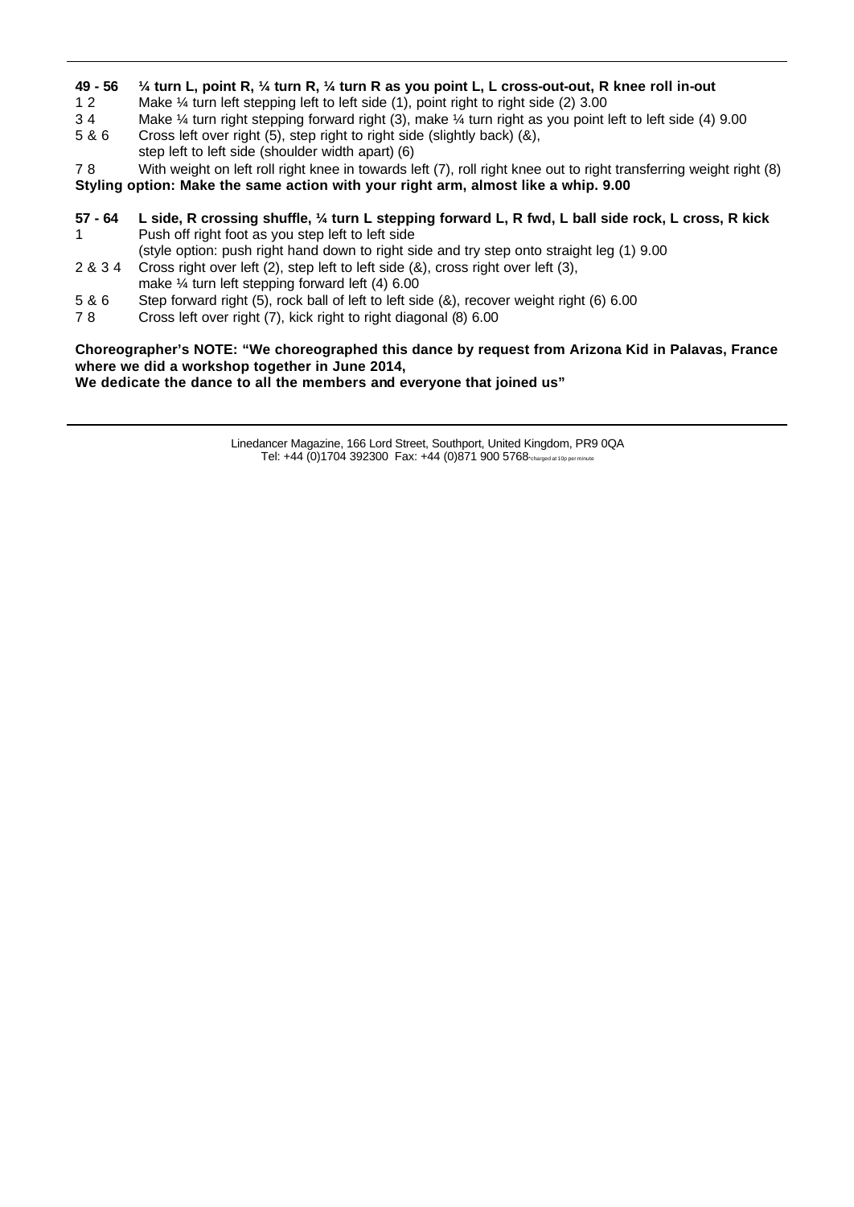**49 - 56 ¼ turn L, point R, ¼ turn R, ¼ turn R as you point L, L cross-out-out, R knee roll in-out**

| | |
|---|---|
| 1 2 | Make ¼ turn left stepping left to left side (1), point right to right side (2) 3.00 |
| 3 4 | Make ¼ turn right stepping forward right (3), make ¼ turn right as you point left to left side (4) 9.00 |
| 5 & 6 | Cross left over right (5), step right to right side (slightly back) (&), step left to left side (shoulder width apart) (6) |
| 7 8 | With weight on left roll right knee in towards left (7), roll right knee out to right transferring weight right (8) |

**Styling option: Make the same action with your right arm, almost like a whip. 9.00**

**57 - 64 L side, R crossing shuffle, ¼ turn L stepping forward L, R fwd, L ball side rock, L cross, R kick**

| | |
|---|---|
| 1 | Push off right foot as you step left to left side (style option: push right hand down to right side and try step onto straight leg (1) 9.00 |
| 2 & 3 4 | Cross right over left (2), step left to left side (&), cross right over left (3), make ¼ turn left stepping forward left (4) 6.00 |
| 5 & 6 | Step forward right (5), rock ball of left to left side (&), recover weight right (6) 6.00 |
| 7 8 | Cross left over right (7), kick right to right diagonal (8) 6.00 |

**Choreographer's NOTE: "We choreographed this dance by request from Arizona Kid in Palavas, France where we did a workshop together in June 2014,**
**We dedicate the dance to all the members and everyone that joined us"**

Linedancer Magazine, 166 Lord Street, Southport, United Kingdom, PR9 0QA
Tel: +44 (0)1704 392300 Fax: +44 (0)871 900 5768*charged at 10p per minute